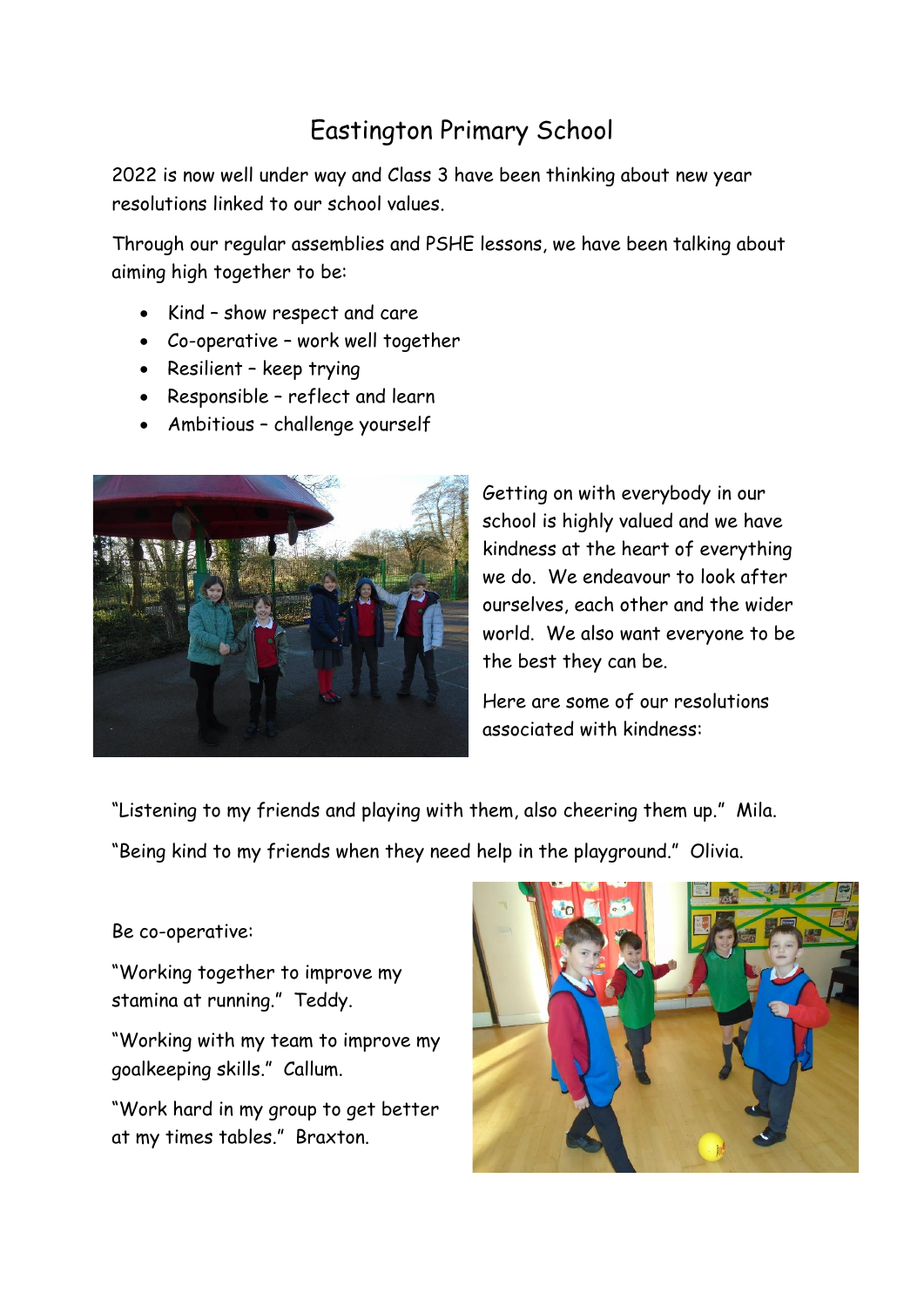# Eastington Primary School

2022 is now well under way and Class 3 have been thinking about new year resolutions linked to our school values.

Through our regular assemblies and PSHE lessons, we have been talking about aiming high together to be:

- Kind – show respect and care
- Co-operative – work well together
- Resilient – keep trying
- Responsible – reflect and learn
- Ambitious – challenge yourself

Getting on with everybody in our school is highly valued and we have kindness at the heart of everything we do. We endeavour to look after ourselves, each other and the wider world. We also want everyone to be the best they can be.

Here are some of our resolutions associated with kindness:

"Listening to my friends and playing with them, also cheering them up." Mila.

"Being kind to my friends when they need help in the playground." Olivia.

Be co-operative:

"Working together to improve my stamina at running." Teddy.

"Working with my team to improve my goalkeeping skills." Callum.

"Work hard in my group to get better at my times tables." Braxton.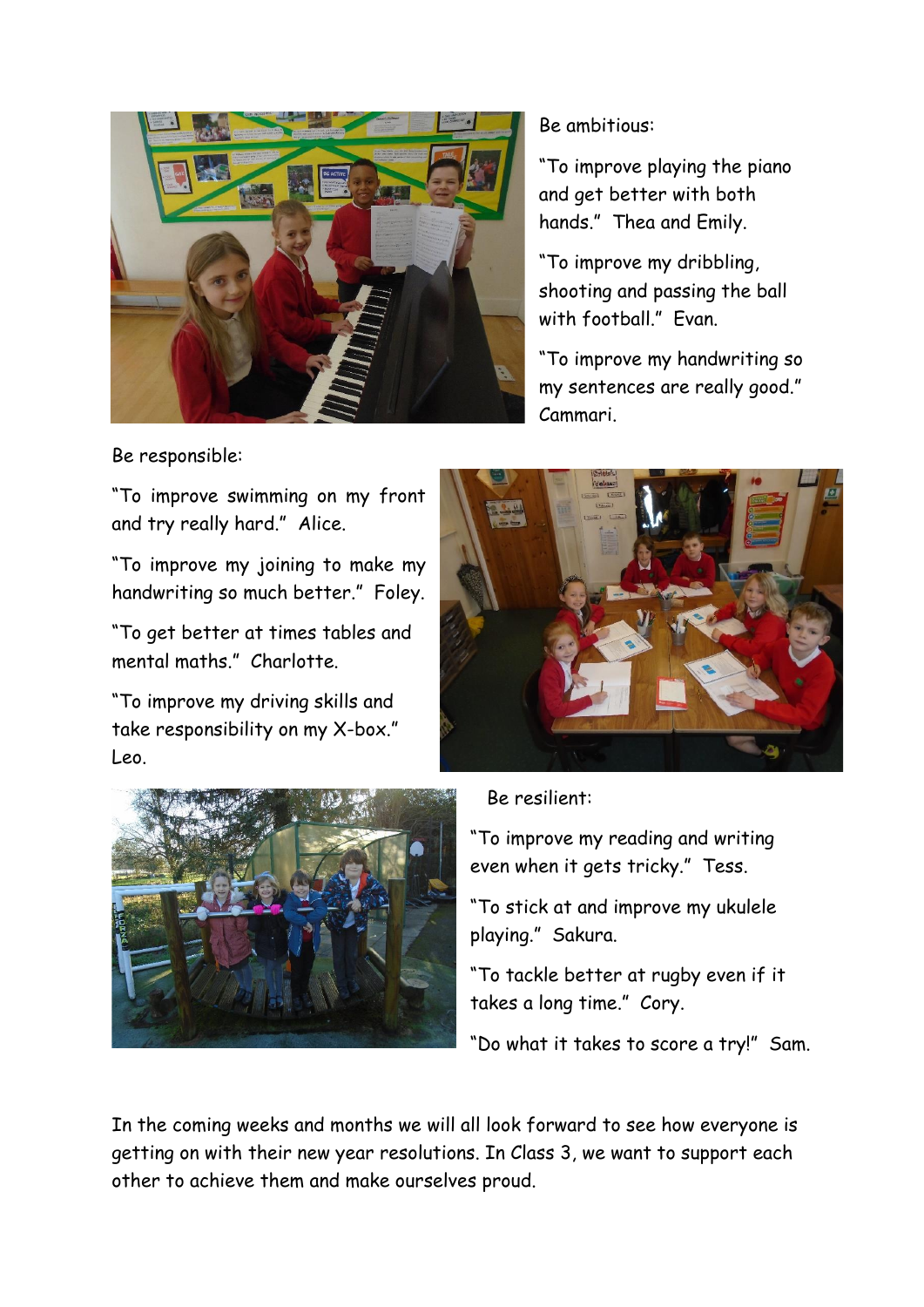Be ambitious:

"To improve playing the piano and get better with both hands." Thea and Emily.

"To improve my dribbling, shooting and passing the ball with football." Evan.

"To improve my handwriting so my sentences are really good." Cammari.

Be responsible:

"To improve swimming on my front and try really hard." Alice.

"To improve my joining to make my handwriting so much better." Foley.

"To get better at times tables and mental maths." Charlotte.

"To improve my driving skills and take responsibility on my X-box." Leo.

Be resilient:

"To improve my reading and writing even when it gets tricky." Tess.

"To stick at and improve my ukulele playing." Sakura.

"To tackle better at rugby even if it takes a long time." Cory.

"Do what it takes to score a try!" Sam.

In the coming weeks and months we will all look forward to see how everyone is getting on with their new year resolutions. In Class 3, we want to support each other to achieve them and make ourselves proud.